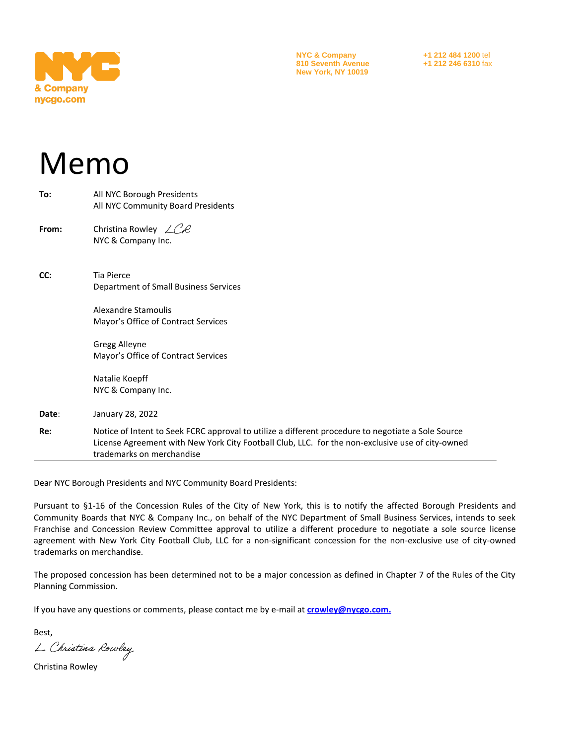NYC & Company
nycgo.com

NYC & Company
810 Seventh Avenue
New York, NY 10019

+1 212 484 1200 tel
+1 212 246 6310 fax

# Memo

**To:** All NYC Borough Presidents
All NYC Community Board Presidents

**From:** Christina Rowley *LCR*
NYC & Company Inc.

**CC:** Tia Pierce
Department of Small Business Services

Alexandre Stamoulis
Mayor's Office of Contract Services

Gregg Alleyne
Mayor's Office of Contract Services

Natalie Koepff
NYC & Company Inc.

**Date:** January 28, 2022

**Re:** Notice of Intent to Seek FCRC approval to utilize a different procedure to negotiate a Sole Source License Agreement with New York City Football Club, LLC. for the non-exclusive use of city-owned trademarks on merchandise

---

Dear NYC Borough Presidents and NYC Community Board Presidents:

Pursuant to §1-16 of the Concession Rules of the City of New York, this is to notify the affected Borough Presidents and Community Boards that NYC & Company Inc., on behalf of the NYC Department of Small Business Services, intends to seek Franchise and Concession Review Committee approval to utilize a different procedure to negotiate a sole source license agreement with New York City Football Club, LLC for a non-significant concession for the non-exclusive use of city-owned trademarks on merchandise.

The proposed concession has been determined not to be a major concession as defined in Chapter 7 of the Rules of the City Planning Commission.

If you have any questions or comments, please contact me by e-mail at **crowley@nycgo.com.**

Best,

*L. Christina Rowley*

Christina Rowley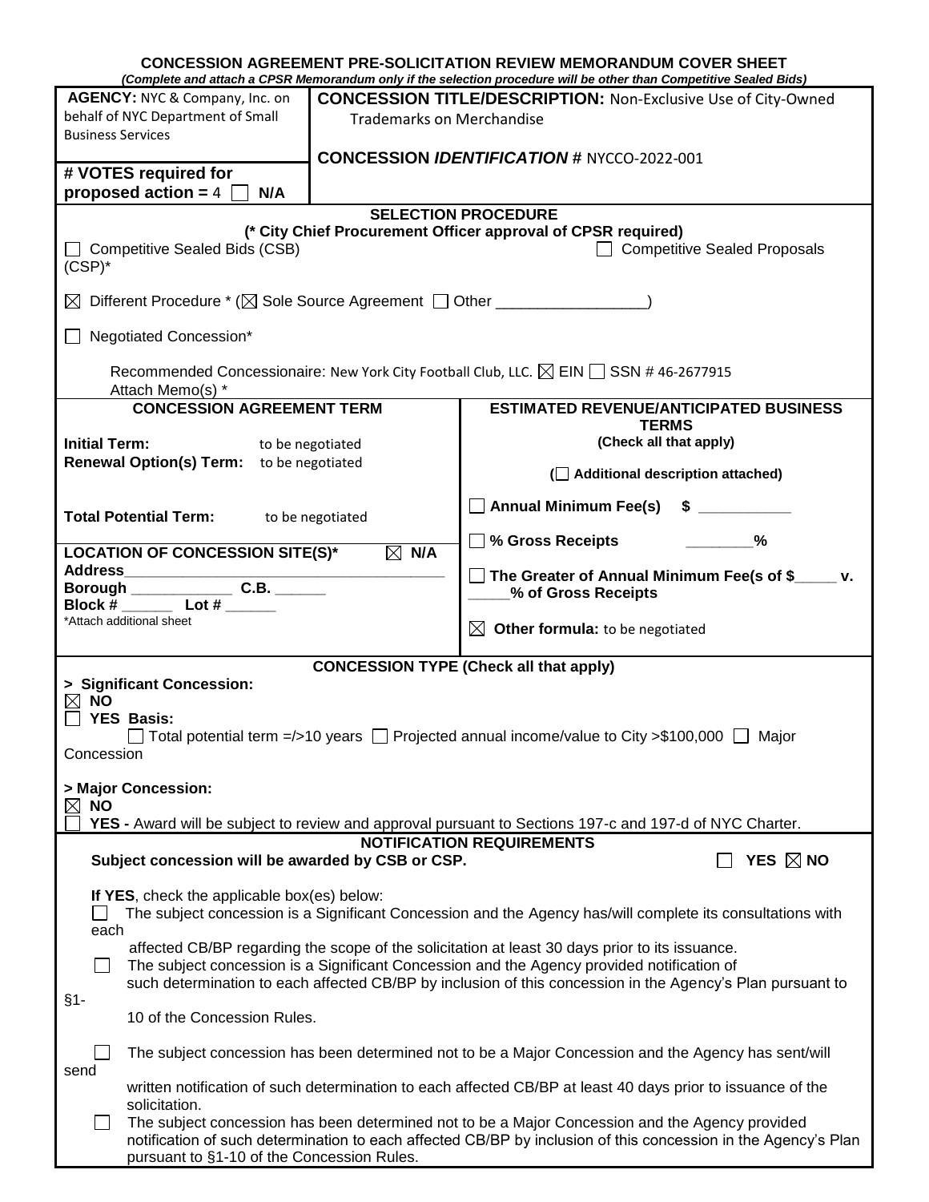# CONCESSION AGREEMENT PRE-SOLICITATION REVIEW MEMORANDUM COVER SHEET

*(Complete and attach a CPSR Memorandum only if the selection procedure will be other than Competitive Sealed Bids)*

| **AGENCY:** NYC & Company, Inc. on behalf of NYC Department of Small Business Services | **CONCESSION TITLE/DESCRIPTION:** Non-Exclusive Use of City-Owned Trademarks on Merchandise<br><br>**CONCESSION *IDENTIFICATION* #** NYCCO-2022-001 |
|---|---|
| **# VOTES required for proposed action =** 4 ☐ **N/A** | |

**SELECTION PROCEDURE**
**(\* City Chief Procurement Officer approval of CPSR required)**

☐ Competitive Sealed Bids (CSB) ☐ Competitive Sealed Proposals (CSP)*

☒ Different Procedure * (☒ Sole Source Agreement ☐ Other _________________)

☐ Negotiated Concession*

Recommended Concessionaire: New York City Football Club, LLC. ☒ EIN ☐ SSN # 46-2677915
Attach Memo(s) *

| **CONCESSION AGREEMENT TERM** | **ESTIMATED REVENUE/ANTICIPATED BUSINESS TERMS** (Check all that apply) (☐ Additional description attached) |
|---|---|
| **Initial Term:** to be negotiated<br>**Renewal Option(s) Term:** to be negotiated<br><br>**Total Potential Term:** to be negotiated | ☐ **Annual Minimum Fee(s) $** ___________<br><br>☐ **% Gross Receipts** ________**%** |
| **LOCATION OF CONCESSION SITE(S)*** ☒ **N/A**<br>**Address**_______________________________________<br>**Borough** ____________ **C.B.** ______<br>**Block #** ______ **Lot #** ______<br>*Attach additional sheet | ☐ **The Greater of Annual Minimum Fee(s of $_____ v. _____% of Gross Receipts**<br><br>☒ **Other formula:** to be negotiated |

**CONCESSION TYPE (Check all that apply)**

**> Significant Concession:**
☒ **NO**
☐ **YES Basis:**
☐ Total potential term =/>10 years ☐ Projected annual income/value to City >$100,000 ☐ Major Concession

**> Major Concession:**
☒ **NO**
☐ **YES -** Award will be subject to review and approval pursuant to Sections 197-c and 197-d of NYC Charter.

**NOTIFICATION REQUIREMENTS**

**Subject concession will be awarded by CSB or CSP.** ☐ **YES** ☒ **NO**

**If YES**, check the applicable box(es) below:

☐ The subject concession is a Significant Concession and the Agency has/will complete its consultations with each affected CB/BP regarding the scope of the solicitation at least 30 days prior to its issuance.

☐ The subject concession is a Significant Concession and the Agency provided notification of such determination to each affected CB/BP by inclusion of this concession in the Agency's Plan pursuant to §1-10 of the Concession Rules.

☐ The subject concession has been determined not to be a Major Concession and the Agency has sent/will send written notification of such determination to each affected CB/BP at least 40 days prior to issuance of the solicitation.

☐ The subject concession has been determined not to be a Major Concession and the Agency provided notification of such determination to each affected CB/BP by inclusion of this concession in the Agency's Plan pursuant to §1-10 of the Concession Rules.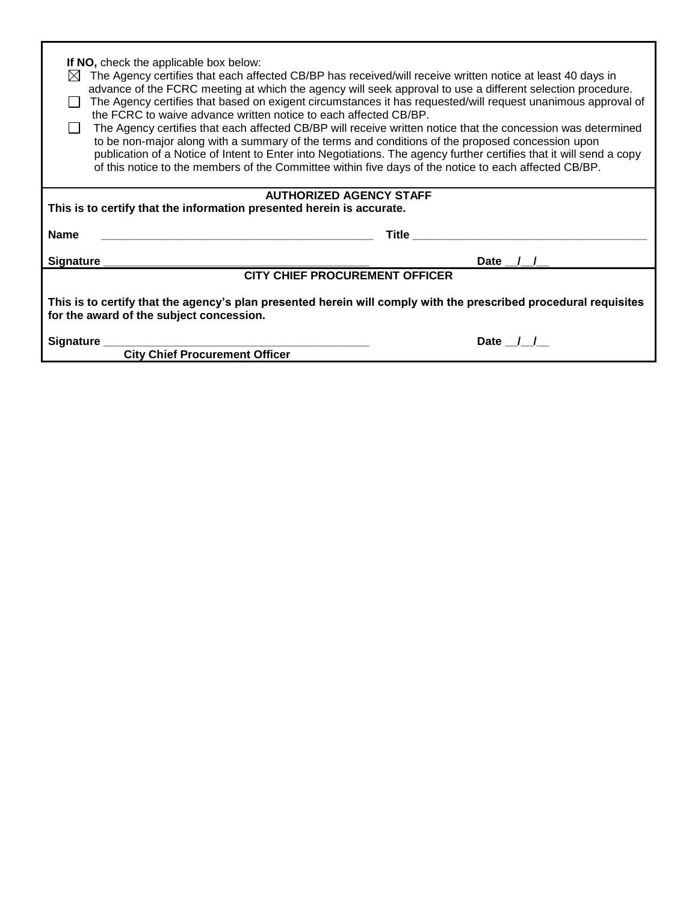**If NO,** check the applicable box below:

- ☒ The Agency certifies that each affected CB/BP has received/will receive written notice at least 40 days in advance of the FCRC meeting at which the agency will seek approval to use a different selection procedure.
- ☐ The Agency certifies that based on exigent circumstances it has requested/will request unanimous approval of the FCRC to waive advance written notice to each affected CB/BP.
- ☐ The Agency certifies that each affected CB/BP will receive written notice that the concession was determined to be non-major along with a summary of the terms and conditions of the proposed concession upon publication of a Notice of Intent to Enter into Negotiations. The agency further certifies that it will send a copy of this notice to the members of the Committee within five days of the notice to each affected CB/BP.

**AUTHORIZED AGENCY STAFF**

**This is to certify that the information presented herein is accurate.**

**Name** ___________________________________________ **Title** ______________________________________

**Signature** ________________________________________ **Date** __/__/__

**CITY CHIEF PROCUREMENT OFFICER**

**This is to certify that the agency's plan presented herein will comply with the prescribed procedural requisites for the award of the subject concession.**

**Signature** ________________________________________ **Date** __/__/__

**City Chief Procurement Officer**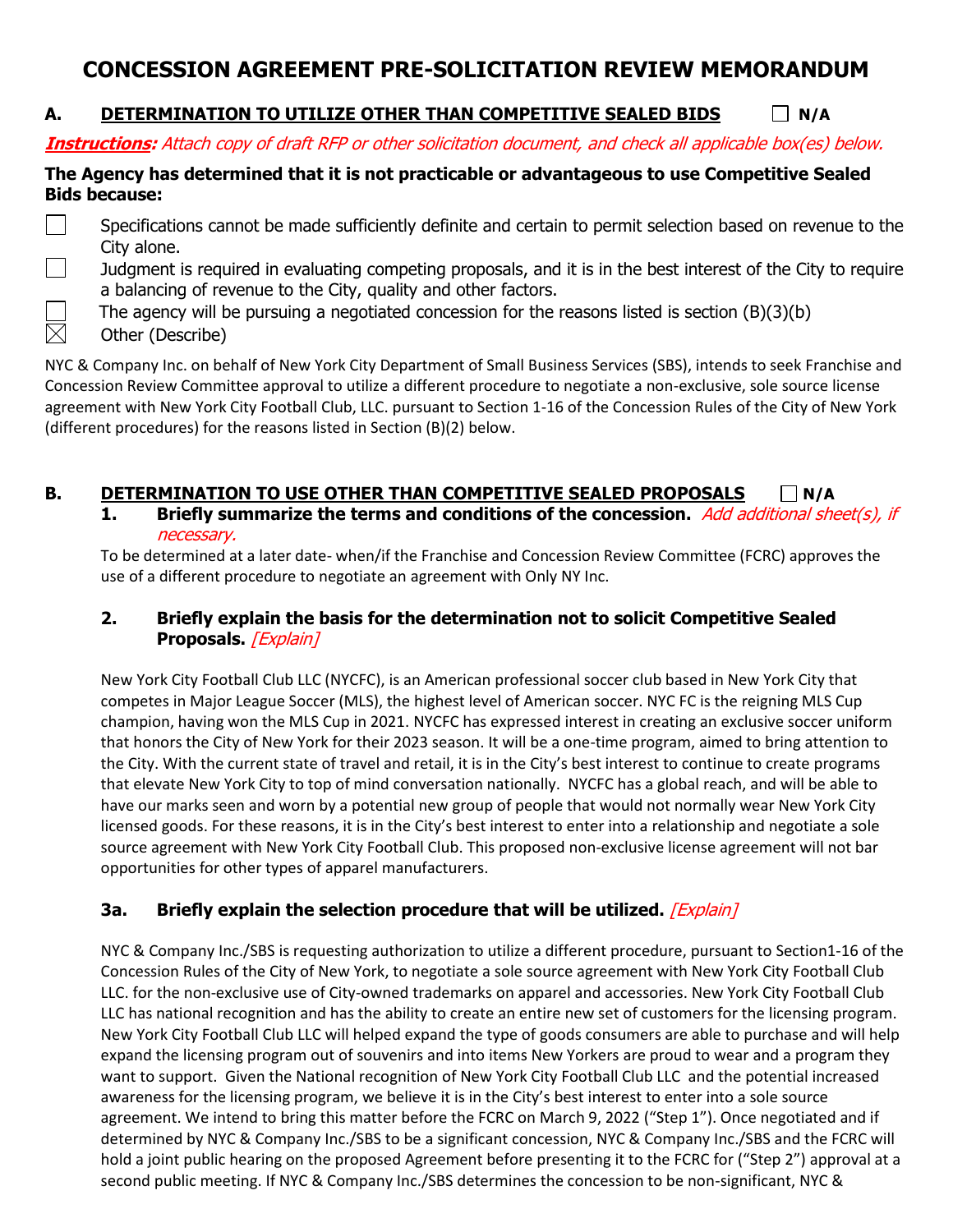# CONCESSION AGREEMENT PRE-SOLICITATION REVIEW MEMORANDUM

## A. DETERMINATION TO UTILIZE OTHER THAN COMPETITIVE SEALED BIDS ☐ N/A

***Instructions:*** *Attach copy of draft RFP or other solicitation document, and check all applicable box(es) below.*

**The Agency has determined that it is not practicable or advantageous to use Competitive Sealed Bids because:**

- ☐ Specifications cannot be made sufficiently definite and certain to permit selection based on revenue to the City alone.
- ☐ Judgment is required in evaluating competing proposals, and it is in the best interest of the City to require a balancing of revenue to the City, quality and other factors.
- ☐ The agency will be pursuing a negotiated concession for the reasons listed is section (B)(3)(b)
- ☒ Other (Describe)

NYC & Company Inc. on behalf of New York City Department of Small Business Services (SBS), intends to seek Franchise and Concession Review Committee approval to utilize a different procedure to negotiate a non-exclusive, sole source license agreement with New York City Football Club, LLC. pursuant to Section 1-16 of the Concession Rules of the City of New York (different procedures) for the reasons listed in Section (B)(2) below.

## B. DETERMINATION TO USE OTHER THAN COMPETITIVE SEALED PROPOSALS ☐ N/A

### 1. Briefly summarize the terms and conditions of the concession. *Add additional sheet(s), if necessary.*

To be determined at a later date- when/if the Franchise and Concession Review Committee (FCRC) approves the use of a different procedure to negotiate an agreement with Only NY Inc.

### 2. Briefly explain the basis for the determination not to solicit Competitive Sealed Proposals. *[Explain]*

New York City Football Club LLC (NYCFC), is an American professional soccer club based in New York City that competes in Major League Soccer (MLS), the highest level of American soccer. NYC FC is the reigning MLS Cup champion, having won the MLS Cup in 2021. NYCFC has expressed interest in creating an exclusive soccer uniform that honors the City of New York for their 2023 season. It will be a one-time program, aimed to bring attention to the City. With the current state of travel and retail, it is in the City's best interest to continue to create programs that elevate New York City to top of mind conversation nationally. NYCFC has a global reach, and will be able to have our marks seen and worn by a potential new group of people that would not normally wear New York City licensed goods. For these reasons, it is in the City's best interest to enter into a relationship and negotiate a sole source agreement with New York City Football Club. This proposed non-exclusive license agreement will not bar opportunities for other types of apparel manufacturers.

### 3a. Briefly explain the selection procedure that will be utilized. *[Explain]*

NYC & Company Inc./SBS is requesting authorization to utilize a different procedure, pursuant to Section1-16 of the Concession Rules of the City of New York, to negotiate a sole source agreement with New York City Football Club LLC. for the non-exclusive use of City-owned trademarks on apparel and accessories. New York City Football Club LLC has national recognition and has the ability to create an entire new set of customers for the licensing program. New York City Football Club LLC will helped expand the type of goods consumers are able to purchase and will help expand the licensing program out of souvenirs and into items New Yorkers are proud to wear and a program they want to support. Given the National recognition of New York City Football Club LLC and the potential increased awareness for the licensing program, we believe it is in the City's best interest to enter into a sole source agreement. We intend to bring this matter before the FCRC on March 9, 2022 ("Step 1"). Once negotiated and if determined by NYC & Company Inc./SBS to be a significant concession, NYC & Company Inc./SBS and the FCRC will hold a joint public hearing on the proposed Agreement before presenting it to the FCRC for ("Step 2") approval at a second public meeting. If NYC & Company Inc./SBS determines the concession to be non-significant, NYC &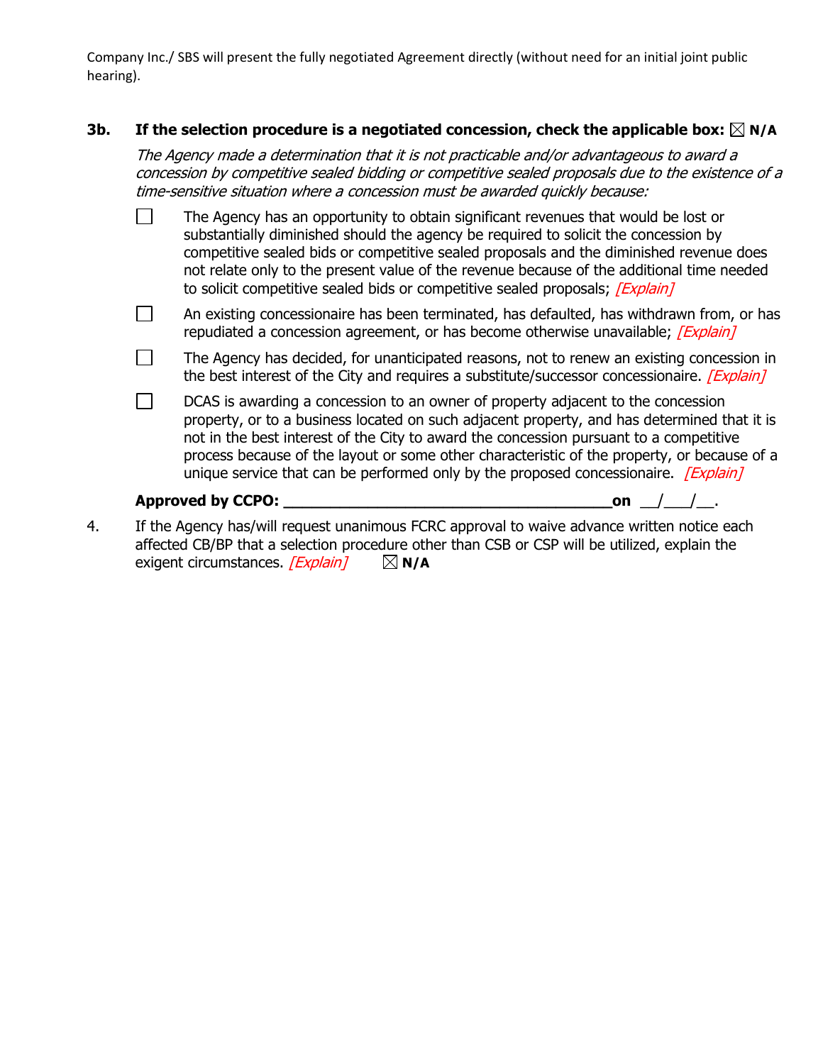Company Inc./ SBS will present the fully negotiated Agreement directly (without need for an initial joint public hearing).

**3b. If the selection procedure is a negotiated concession, check the applicable box:** ☒ **N/A**

*The Agency made a determination that it is not practicable and/or advantageous to award a concession by competitive sealed bidding or competitive sealed proposals due to the existence of a time-sensitive situation where a concession must be awarded quickly because:*

- ☐ The Agency has an opportunity to obtain significant revenues that would be lost or substantially diminished should the agency be required to solicit the concession by competitive sealed bids or competitive sealed proposals and the diminished revenue does not relate only to the present value of the revenue because of the additional time needed to solicit competitive sealed bids or competitive sealed proposals; *[Explain]*
- ☐ An existing concessionaire has been terminated, has defaulted, has withdrawn from, or has repudiated a concession agreement, or has become otherwise unavailable; *[Explain]*
- ☐ The Agency has decided, for unanticipated reasons, not to renew an existing concession in the best interest of the City and requires a substitute/successor concessionaire. *[Explain]*
- ☐ DCAS is awarding a concession to an owner of property adjacent to the concession property, or to a business located on such adjacent property, and has determined that it is not in the best interest of the City to award the concession pursuant to a competitive process because of the layout or some other characteristic of the property, or because of a unique service that can be performed only by the proposed concessionaire. *[Explain]*

**Approved by CCPO: ______________________________________ on** __/___/__.

4. If the Agency has/will request unanimous FCRC approval to waive advance written notice each affected CB/BP that a selection procedure other than CSB or CSP will be utilized, explain the exigent circumstances. *[Explain]* ☒ **N/A**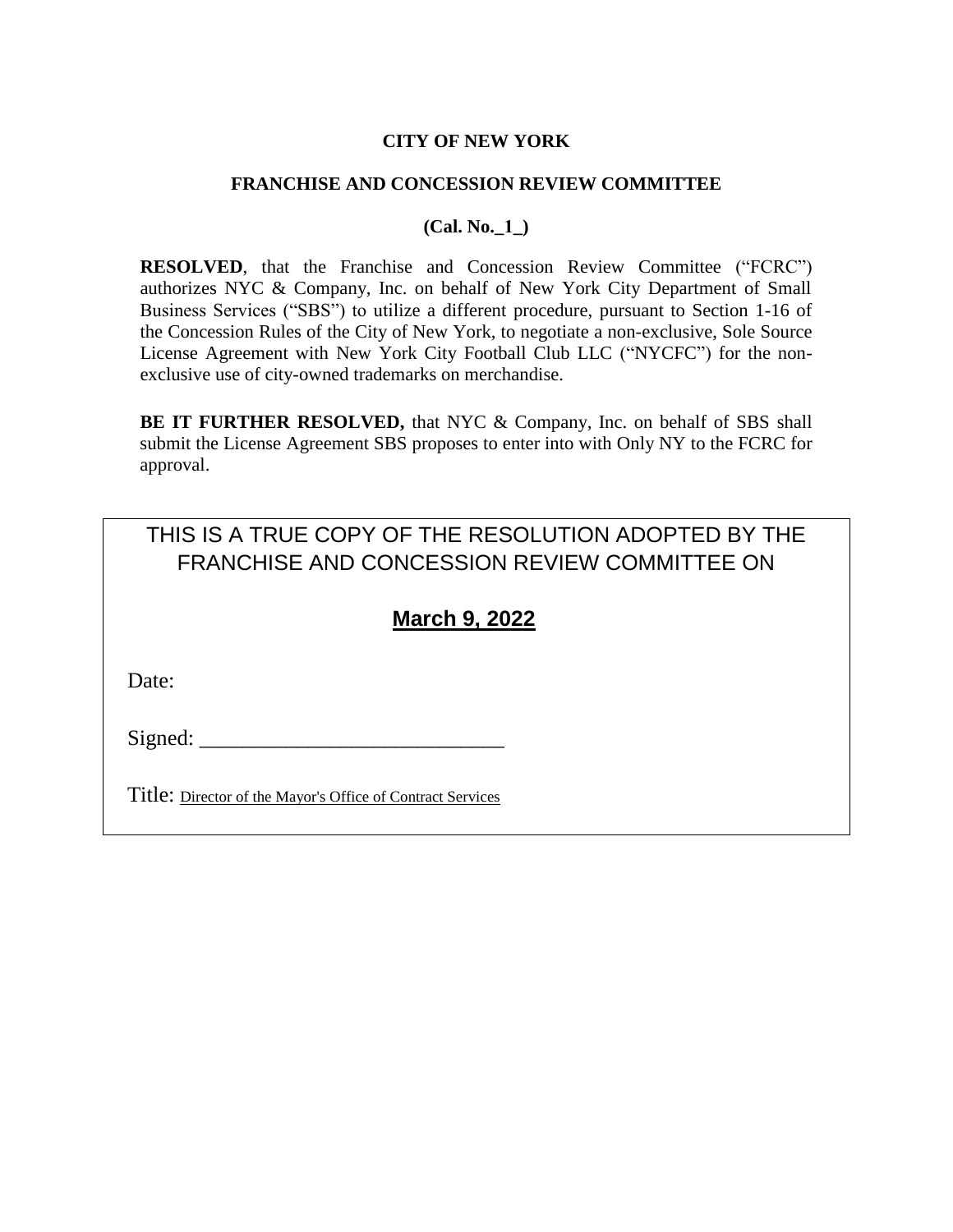**CITY OF NEW YORK**

**FRANCHISE AND CONCESSION REVIEW COMMITTEE**

**(Cal. No._1_)**

**RESOLVED**, that the Franchise and Concession Review Committee ("FCRC") authorizes NYC & Company, Inc. on behalf of New York City Department of Small Business Services ("SBS") to utilize a different procedure, pursuant to Section 1-16 of the Concession Rules of the City of New York, to negotiate a non-exclusive, Sole Source License Agreement with New York City Football Club LLC ("NYCFC") for the non-exclusive use of city-owned trademarks on merchandise.

**BE IT FURTHER RESOLVED,** that NYC & Company, Inc. on behalf of SBS shall submit the License Agreement SBS proposes to enter into with Only NY to the FCRC for approval.

THIS IS A TRUE COPY OF THE RESOLUTION ADOPTED BY THE FRANCHISE AND CONCESSION REVIEW COMMITTEE ON

**March 9, 2022**

Date:

Signed: ____________________________

Title: Director of the Mayor's Office of Contract Services